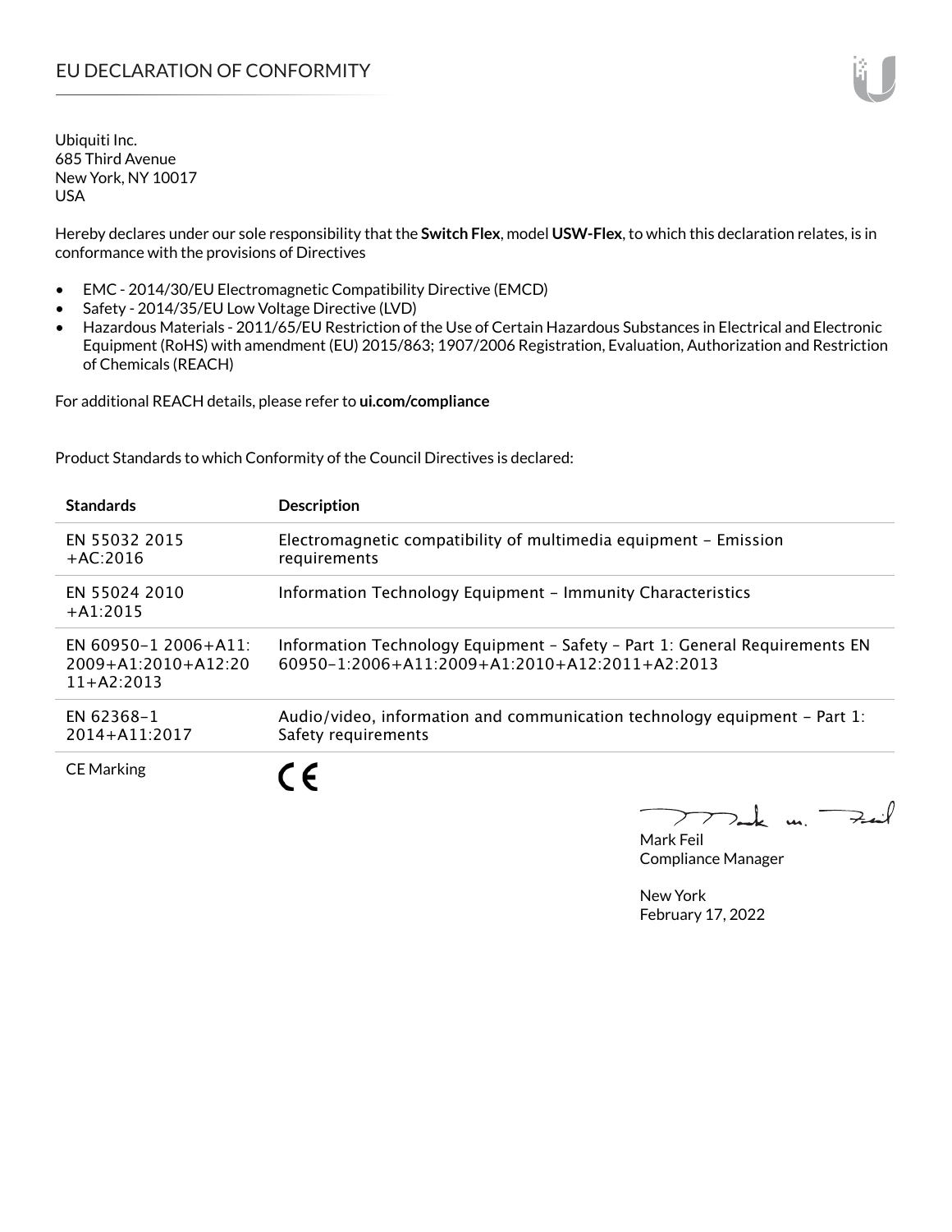# EU DECLARATION OF CONFORMITY

Ubiquiti Inc.
685 Third Avenue
New York, NY 10017
USA

Hereby declares under our sole responsibility that the **Switch Flex**, model **USW-Flex**, to which this declaration relates, is in conformance with the provisions of Directives

- EMC - 2014/30/EU Electromagnetic Compatibility Directive (EMCD)
- Safety - 2014/35/EU Low Voltage Directive (LVD)
- Hazardous Materials - 2011/65/EU Restriction of the Use of Certain Hazardous Substances in Electrical and Electronic Equipment (RoHS) with amendment (EU) 2015/863; 1907/2006 Registration, Evaluation, Authorization and Restriction of Chemicals (REACH)

For additional REACH details, please refer to **ui.com/compliance**

Product Standards to which Conformity of the Council Directives is declared:

| Standards | Description |
|---|---|
| EN 55032 2015 +AC:2016 | Electromagnetic compatibility of multimedia equipment – Emission requirements |
| EN 55024 2010 +A1:2015 | Information Technology Equipment – Immunity Characteristics |
| EN 60950-1 2006+A11: 2009+A1:2010+A12:2011+A2:2013 | Information Technology Equipment – Safety – Part 1: General Requirements EN 60950-1:2006+A11:2009+A1:2010+A12:2011+A2:2013 |
| EN 62368-1 2014+A11:2017 | Audio/video, information and communication technology equipment – Part 1: Safety requirements |
| CE Marking | CE |

Mark Feil
Compliance Manager

New York
February 17, 2022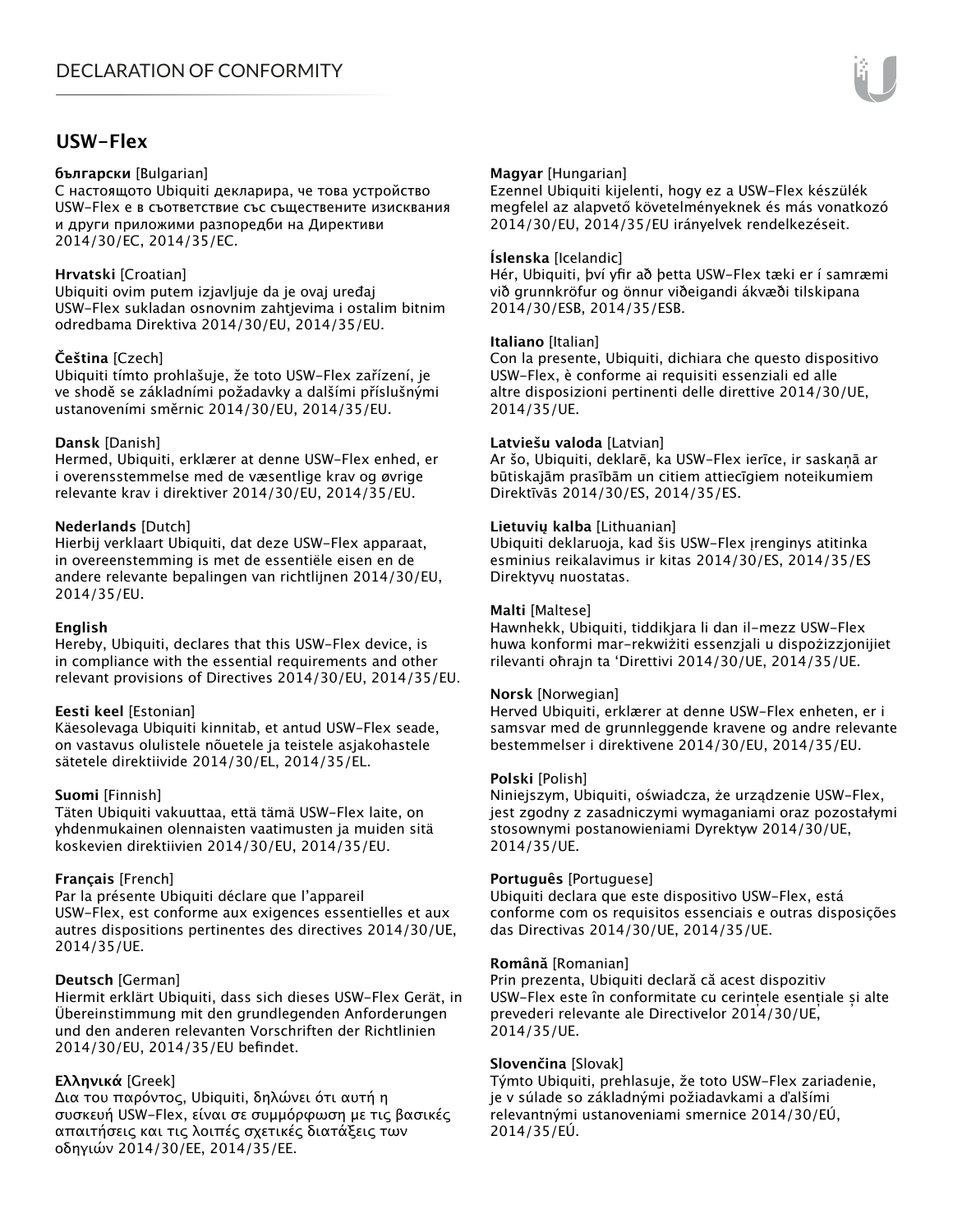# DECLARATION OF CONFORMITY

## USW-Flex

**български** [Bulgarian]
С настоящото Ubiquiti декларира, че това устройство USW-Flex е в съответствие със съществените изисквания и други приложими разпоредби на Директиви 2014/30/ЕС, 2014/35/ЕС.

**Hrvatski** [Croatian]
Ubiquiti ovim putem izjavljuje da je ovaj uređaj USW-Flex sukladan osnovnim zahtjevima i ostalim bitnim odredbama Direktiva 2014/30/EU, 2014/35/EU.

**Čeština** [Czech]
Ubiquiti tímto prohlašuje, že toto USW-Flex zařízení, je ve shodě se základními požadavky a dalšími příslušnými ustanoveními směrnic 2014/30/EU, 2014/35/EU.

**Dansk** [Danish]
Hermed, Ubiquiti, erklærer at denne USW-Flex enhed, er i overensstemmelse med de væsentlige krav og øvrige relevante krav i direktiver 2014/30/EU, 2014/35/EU.

**Nederlands** [Dutch]
Hierbij verklaart Ubiquiti, dat deze USW-Flex apparaat, in overeenstemming is met de essentiële eisen en de andere relevante bepalingen van richtlijnen 2014/30/EU, 2014/35/EU.

**English**
Hereby, Ubiquiti, declares that this USW-Flex device, is in compliance with the essential requirements and other relevant provisions of Directives 2014/30/EU, 2014/35/EU.

**Eesti keel** [Estonian]
Käesolevaga Ubiquiti kinnitab, et antud USW-Flex seade, on vastavus olulistele nõuetele ja teistele asjakohastele sätetele direktiivide 2014/30/EL, 2014/35/EL.

**Suomi** [Finnish]
Täten Ubiquiti vakuuttaa, että tämä USW-Flex laite, on yhdenmukainen olennaisten vaatimusten ja muiden sitä koskevien direktiivien 2014/30/EU, 2014/35/EU.

**Français** [French]
Par la présente Ubiquiti déclare que l'appareil USW-Flex, est conforme aux exigences essentielles et aux autres dispositions pertinentes des directives 2014/30/UE, 2014/35/UE.

**Deutsch** [German]
Hiermit erklärt Ubiquiti, dass sich dieses USW-Flex Gerät, in Übereinstimmung mit den grundlegenden Anforderungen und den anderen relevanten Vorschriften der Richtlinien 2014/30/EU, 2014/35/EU befindet.

**Ελληνικά** [Greek]
Δια του παρόντος, Ubiquiti, δηλώνει ότι αυτή η συσκευή USW-Flex, είναι σε συμμόρφωση με τις βασικές απαιτήσεις και τις λοιπές σχετικές διατάξεις των οδηγιών 2014/30/EE, 2014/35/EE.

**Magyar** [Hungarian]
Ezennel Ubiquiti kijelenti, hogy ez a USW-Flex készülék megfelel az alapvető követelményeknek és más vonatkozó 2014/30/EU, 2014/35/EU irányelvek rendelkezéseit.

**Íslenska** [Icelandic]
Hér, Ubiquiti, því yfir að þetta USW-Flex tæki er í samræmi við grunnkröfur og önnur viðeigandi ákvæði tilskipana 2014/30/ESB, 2014/35/ESB.

**Italiano** [Italian]
Con la presente, Ubiquiti, dichiara che questo dispositivo USW-Flex, è conforme ai requisiti essenziali ed alle altre disposizioni pertinenti delle direttive 2014/30/UE, 2014/35/UE.

**Latviešu valoda** [Latvian]
Ar šo, Ubiquiti, deklarē, ka USW-Flex ierīce, ir saskaņā ar būtiskajām prasībām un citiem attiecīgiem noteikumiem Direktīvās 2014/30/ES, 2014/35/ES.

**Lietuvių kalba** [Lithuanian]
Ubiquiti deklaruoja, kad šis USW-Flex įrenginys atitinka esminius reikalavimus ir kitas 2014/30/ES, 2014/35/ES Direktyvų nuostatas.

**Malti** [Maltese]
Hawnhekk, Ubiquiti, tiddikjara li dan il-mezz USW-Flex huwa konformi mar-rekwiżiti essenzjali u dispożizzjonijiet rilevanti oħrajn ta 'Direttivi 2014/30/UE, 2014/35/UE.

**Norsk** [Norwegian]
Herved Ubiquiti, erklærer at denne USW-Flex enheten, er i samsvar med de grunnleggende kravene og andre relevante bestemmelser i direktivene 2014/30/EU, 2014/35/EU.

**Polski** [Polish]
Niniejszym, Ubiquiti, oświadcza, że urządzenie USW-Flex, jest zgodny z zasadniczymi wymaganiami oraz pozostałymi stosownymi postanowieniami Dyrektyw 2014/30/UE, 2014/35/UE.

**Português** [Portuguese]
Ubiquiti declara que este dispositivo USW-Flex, está conforme com os requisitos essenciais e outras disposições das Directivas 2014/30/UE, 2014/35/UE.

**Română** [Romanian]
Prin prezenta, Ubiquiti declară că acest dispozitiv USW-Flex este în conformitate cu cerințele esențiale și alte prevederi relevante ale Directivelor 2014/30/UE, 2014/35/UE.

**Slovenčina** [Slovak]
Týmto Ubiquiti, prehlasuje, že toto USW-Flex zariadenie, je v súlade so základnými požiadavkami a ďalšími relevantnými ustanoveniami smernice 2014/30/EÚ, 2014/35/EÚ.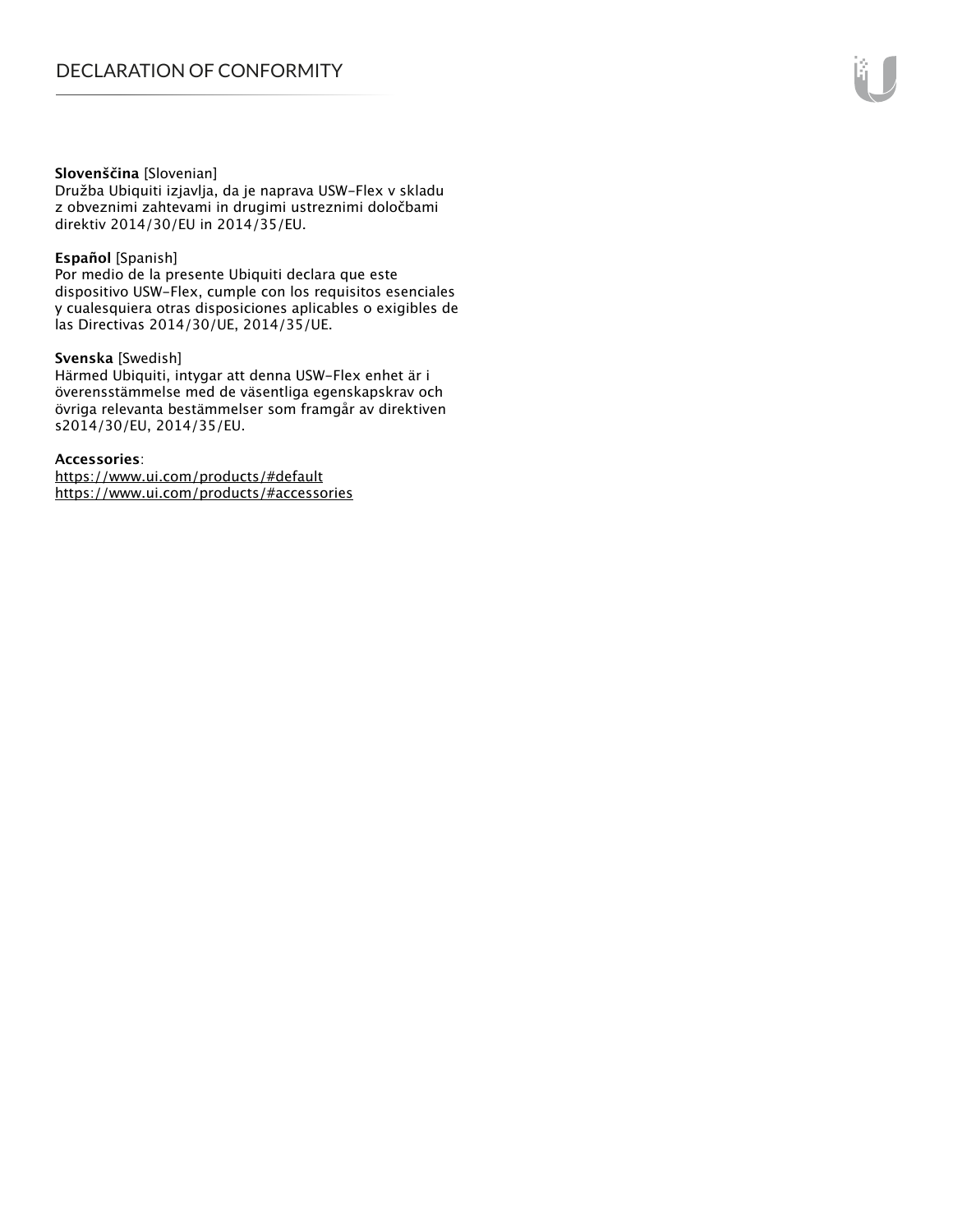**Slovenščina** [Slovenian]
Družba Ubiquiti izjavlja, da je naprava USW-Flex v skladu z obveznimi zahtevami in drugimi ustreznimi določbami direktiv 2014/30/EU in 2014/35/EU.

**Español** [Spanish]
Por medio de la presente Ubiquiti declara que este dispositivo USW-Flex, cumple con los requisitos esenciales y cualesquiera otras disposiciones aplicables o exigibles de las Directivas 2014/30/UE, 2014/35/UE.

**Svenska** [Swedish]
Härmed Ubiquiti, intygar att denna USW-Flex enhet är i överensstämmelse med de väsentliga egenskapskrav och övriga relevanta bestämmelser som framgår av direktiven s2014/30/EU, 2014/35/EU.

**Accessories**:
https://www.ui.com/products/#default
https://www.ui.com/products/#accessories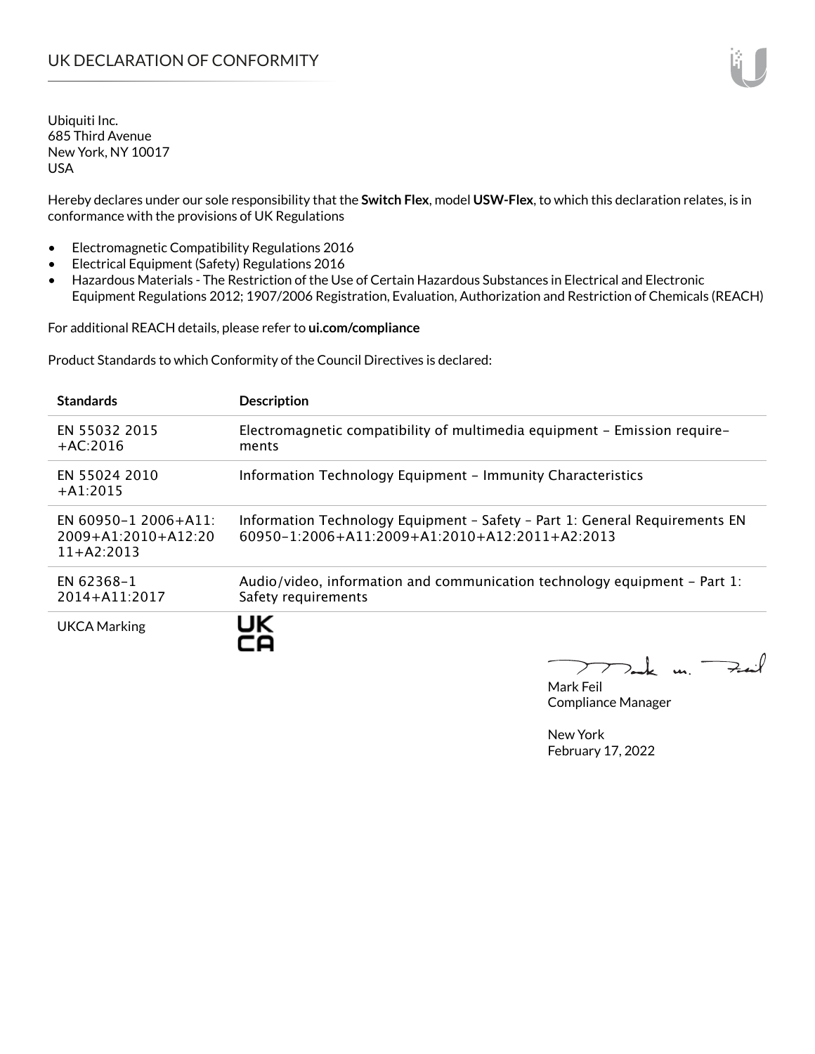# UK DECLARATION OF CONFORMITY

Ubiquiti Inc.
685 Third Avenue
New York, NY 10017
USA

Hereby declares under our sole responsibility that the **Switch Flex**, model **USW-Flex**, to which this declaration relates, is in conformance with the provisions of UK Regulations

- Electromagnetic Compatibility Regulations 2016
- Electrical Equipment (Safety) Regulations 2016
- Hazardous Materials - The Restriction of the Use of Certain Hazardous Substances in Electrical and Electronic Equipment Regulations 2012; 1907/2006 Registration, Evaluation, Authorization and Restriction of Chemicals (REACH)

For additional REACH details, please refer to **ui.com/compliance**

Product Standards to which Conformity of the Council Directives is declared:

| **Standards** | **Description** |
|---|---|
| EN 55032 2015 +AC:2016 | Electromagnetic compatibility of multimedia equipment – Emission requirements |
| EN 55024 2010 +A1:2015 | Information Technology Equipment – Immunity Characteristics |
| EN 60950-1 2006+A11: 2009+A1:2010+A12:2011+A2:2013 | Information Technology Equipment – Safety – Part 1: General Requirements EN 60950-1:2006+A11:2009+A1:2010+A12:2011+A2:2013 |
| EN 62368-1 2014+A11:2017 | Audio/video, information and communication technology equipment – Part 1: Safety requirements |
| UKCA Marking | UK CA |

Mark Feil
Compliance Manager

New York
February 17, 2022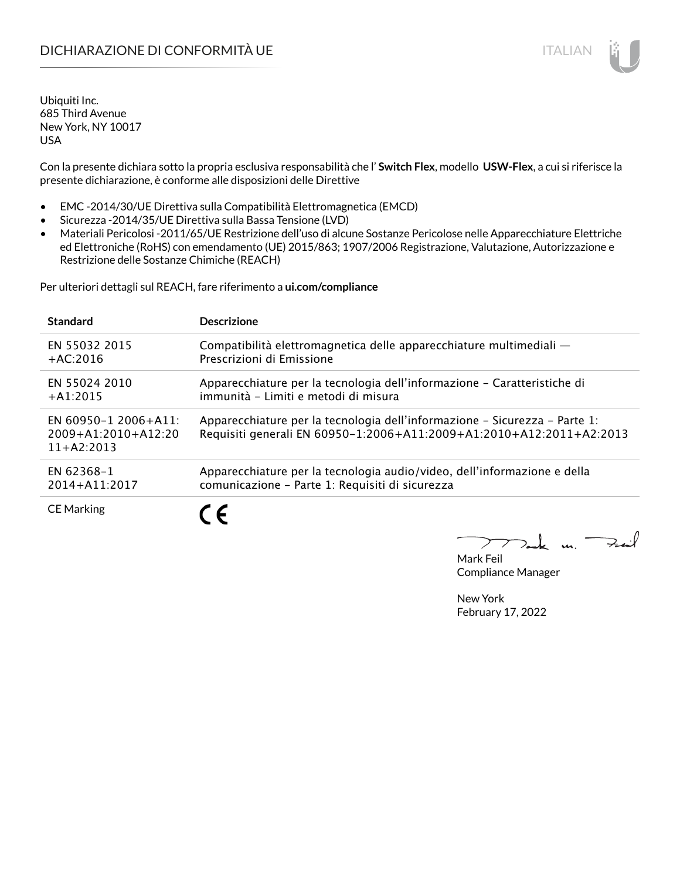# DICHIARAZIONE DI CONFORMITÀ UE

Ubiquiti Inc.
685 Third Avenue
New York, NY 10017
USA

Con la presente dichiara sotto la propria esclusiva responsabilità che l' **Switch Flex**, modello **USW-Flex**, a cui si riferisce la presente dichiarazione, è conforme alle disposizioni delle Direttive

- EMC -2014/30/UE Direttiva sulla Compatibilità Elettromagnetica (EMCD)
- Sicurezza -2014/35/UE Direttiva sulla Bassa Tensione (LVD)
- Materiali Pericolosi -2011/65/UE Restrizione dell'uso di alcune Sostanze Pericolose nelle Apparecchiature Elettriche ed Elettroniche (RoHS) con emendamento (UE) 2015/863; 1907/2006 Registrazione, Valutazione, Autorizzazione e Restrizione delle Sostanze Chimiche (REACH)

Per ulteriori dettagli sul REACH, fare riferimento a **ui.com/compliance**

| Standard | Descrizione |
|---|---|
| EN 55032 2015 +AC:2016 | Compatibilità elettromagnetica delle apparecchiature multimediali — Prescrizioni di Emissione |
| EN 55024 2010 +A1:2015 | Apparecchiature per la tecnologia dell'informazione – Caratteristiche di immunità – Limiti e metodi di misura |
| EN 60950-1 2006+A11:2009+A1:2010+A12:2011+A2:2013 | Apparecchiature per la tecnologia dell'informazione – Sicurezza – Parte 1: Requisiti generali EN 60950-1:2006+A11:2009+A1:2010+A12:2011+A2:2013 |
| EN 62368-1 2014+A11:2017 | Apparecchiature per la tecnologia audio/video, dell'informazione e della comunicazione – Parte 1: Requisiti di sicurezza |
| CE Marking | CE |

Mark Feil
Compliance Manager

New York
February 17, 2022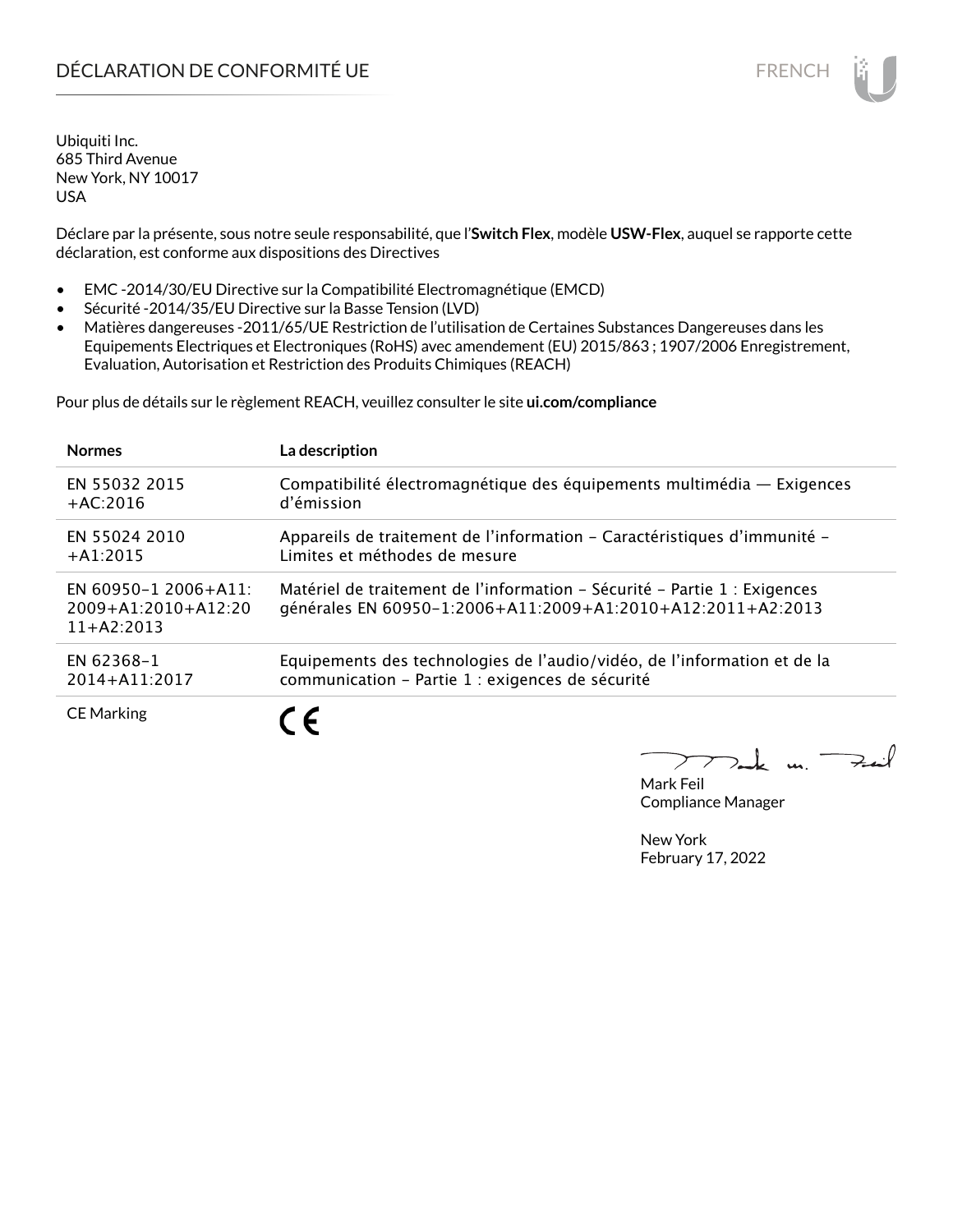# DÉCLARATION DE CONFORMITÉ UE

Ubiquiti Inc.
685 Third Avenue
New York, NY 10017
USA

Déclare par la présente, sous notre seule responsabilité, que l'**Switch Flex**, modèle **USW-Flex**, auquel se rapporte cette déclaration, est conforme aux dispositions des Directives

- EMC -2014/30/EU Directive sur la Compatibilité Electromagnétique (EMCD)
- Sécurité -2014/35/EU Directive sur la Basse Tension (LVD)
- Matières dangereuses -2011/65/UE Restriction de l'utilisation de Certaines Substances Dangereuses dans les Equipements Electriques et Electroniques (RoHS) avec amendement (EU) 2015/863 ; 1907/2006 Enregistrement, Evaluation, Autorisation et Restriction des Produits Chimiques (REACH)

Pour plus de détails sur le règlement REACH, veuillez consulter le site **ui.com/compliance**

| **Normes** | **La description** |
|---|---|
| EN 55032 2015 +AC:2016 | Compatibilité électromagnétique des équipements multimédia — Exigences d'émission |
| EN 55024 2010 +A1:2015 | Appareils de traitement de l'information – Caractéristiques d'immunité – Limites et méthodes de mesure |
| EN 60950-1 2006+A11: 2009+A1:2010+A12:2011+A2:2013 | Matériel de traitement de l'information – Sécurité – Partie 1 : Exigences générales EN 60950-1:2006+A11:2009+A1:2010+A12:2011+A2:2013 |
| EN 62368-1 2014+A11:2017 | Equipements des technologies de l'audio/vidéo, de l'information et de la communication – Partie 1 : exigences de sécurité |
| CE Marking | CE |

Mark Feil
Compliance Manager

New York
February 17, 2022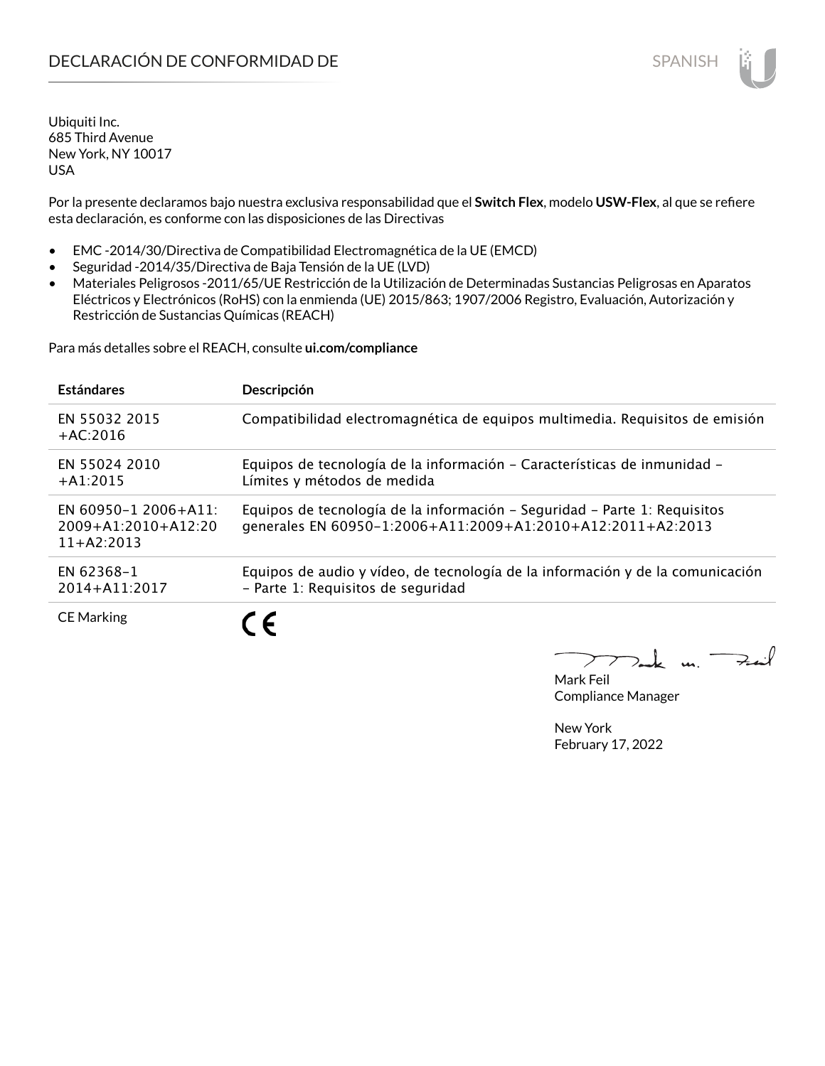# DECLARACIÓN DE CONFORMIDAD DE

SPANISH

Ubiquiti Inc.
685 Third Avenue
New York, NY 10017
USA

Por la presente declaramos bajo nuestra exclusiva responsabilidad que el **Switch Flex**, modelo **USW-Flex**, al que se refiere esta declaración, es conforme con las disposiciones de las Directivas

- EMC -2014/30/Directiva de Compatibilidad Electromagnética de la UE (EMCD)
- Seguridad -2014/35/Directiva de Baja Tensión de la UE (LVD)
- Materiales Peligrosos -2011/65/UE Restricción de la Utilización de Determinadas Sustancias Peligrosas en Aparatos Eléctricos y Electrónicos (RoHS) con la enmienda (UE) 2015/863; 1907/2006 Registro, Evaluación, Autorización y Restricción de Sustancias Químicas (REACH)

Para más detalles sobre el REACH, consulte **ui.com/compliance**

| **Estándares** | **Descripción** |
|---|---|
| EN 55032 2015 +AC:2016 | Compatibilidad electromagnética de equipos multimedia. Requisitos de emisión |
| EN 55024 2010 +A1:2015 | Equipos de tecnología de la información – Características de inmunidad – Límites y métodos de medida |
| EN 60950-1 2006+A11: 2009+A1:2010+A12:2011+A2:2013 | Equipos de tecnología de la información – Seguridad – Parte 1: Requisitos generales EN 60950-1:2006+A11:2009+A1:2010+A12:2011+A2:2013 |
| EN 62368-1 2014+A11:2017 | Equipos de audio y vídeo, de tecnología de la información y de la comunicación – Parte 1: Requisitos de seguridad |
| CE Marking | CE |

Mark Feil
Compliance Manager

New York
February 17, 2022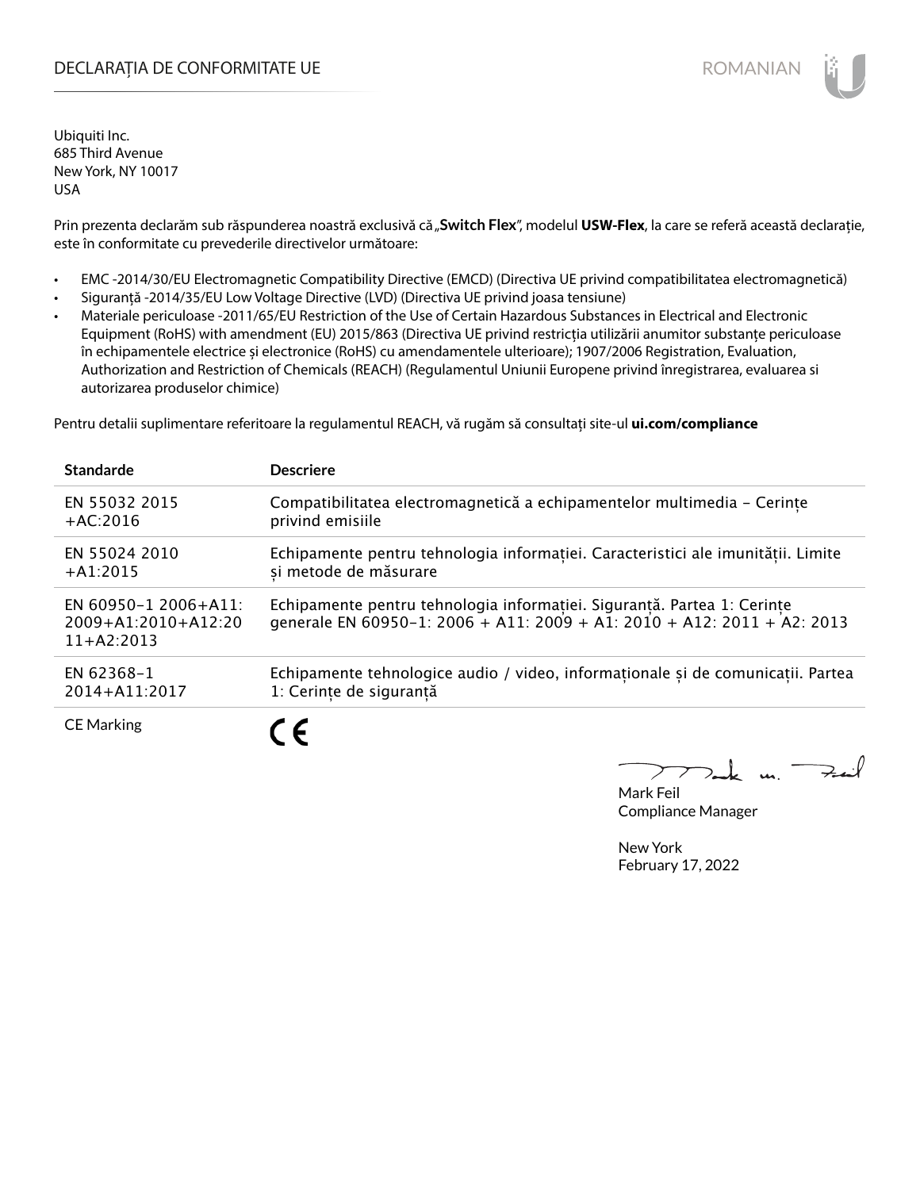# DECLARAȚIA DE CONFORMITATE UE

ROMANIAN

Ubiquiti Inc.
685 Third Avenue
New York, NY 10017
USA

Prin prezenta declarăm sub răspunderea noastră exclusivă că „**Switch Flex**", modelul **USW-Flex**, la care se referă această declarație, este în conformitate cu prevederile directivelor următoare:

- EMC -2014/30/EU Electromagnetic Compatibility Directive (EMCD) (Directiva UE privind compatibilitatea electromagnetică)
- Siguranță -2014/35/EU Low Voltage Directive (LVD) (Directiva UE privind joasa tensiune)
- Materiale periculoase -2011/65/EU Restriction of the Use of Certain Hazardous Substances in Electrical and Electronic Equipment (RoHS) with amendment (EU) 2015/863 (Directiva UE privind restricția utilizării anumitor substanțe periculoase în echipamentele electrice și electronice (RoHS) cu amendamentele ulterioare); 1907/2006 Registration, Evaluation, Authorization and Restriction of Chemicals (REACH) (Regulamentul Uniunii Europene privind înregistrarea, evaluarea si autorizarea produselor chimice)

Pentru detalii suplimentare referitoare la regulamentul REACH, vă rugăm să consultați site-ul **ui.com/compliance**

| Standarde | Descriere |
|---|---|
| EN 55032 2015 +AC:2016 | Compatibilitatea electromagnetică a echipamentelor multimedia – Cerințe privind emisiile |
| EN 55024 2010 +A1:2015 | Echipamente pentru tehnologia informației. Caracteristici ale imunității. Limite și metode de măsurare |
| EN 60950-1 2006+A11: 2009+A1:2010+A12:2011+A2:2013 | Echipamente pentru tehnologia informației. Siguranță. Partea 1: Cerințe generale EN 60950-1: 2006 + A11: 2009 + A1: 2010 + A12: 2011 + A2: 2013 |
| EN 62368-1 2014+A11:2017 | Echipamente tehnologice audio / video, informaționale și de comunicații. Partea 1: Cerințe de siguranță |
| CE Marking | CE |

Mark Feil
Compliance Manager

New York
February 17, 2022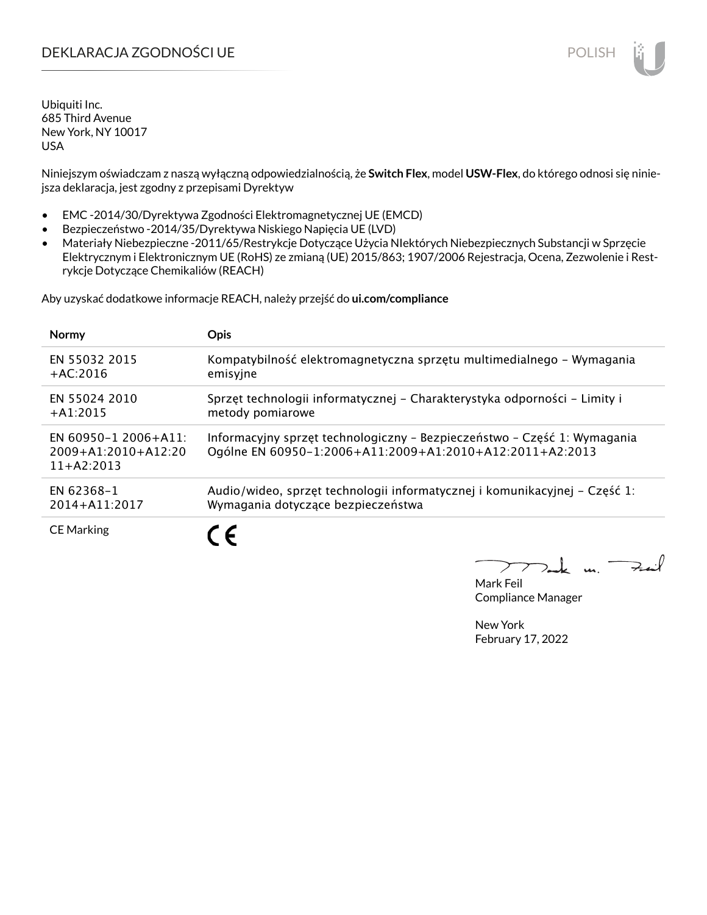# DEKLARACJA ZGODNOŚCI UE

Ubiquiti Inc.
685 Third Avenue
New York, NY 10017
USA

Niniejszym oświadczam z naszą wyłączną odpowiedzialnością, że **Switch Flex**, model **USW-Flex**, do którego odnosi się niniejsza deklaracja, jest zgodny z przepisami Dyrektyw

- EMC -2014/30/Dyrektywa Zgodności Elektromagnetycznej UE (EMCD)
- Bezpieczeństwo -2014/35/Dyrektywa Niskiego Napięcia UE (LVD)
- Materiały Niebezpieczne -2011/65/Restrykcje Dotyczące Użycia NIektórych Niebezpiecznych Substancji w Sprzęcie Elektrycznym i Elektronicznym UE (RoHS) ze zmianą (UE) 2015/863; 1907/2006 Rejestracja, Ocena, Zezwolenie i Restrykcje Dotyczące Chemikaliów (REACH)

Aby uzyskać dodatkowe informacje REACH, należy przejść do **ui.com/compliance**

| Normy | Opis |
|---|---|
| EN 55032 2015 +AC:2016 | Kompatybilność elektromagnetyczna sprzętu multimedialnego – Wymagania emisyjne |
| EN 55024 2010 +A1:2015 | Sprzęt technologii informatycznej – Charakterystyka odporności – Limity i metody pomiarowe |
| EN 60950-1 2006+A11:2009+A1:2010+A12:2011+A2:2013 | Informacyjny sprzęt technologiczny – Bezpieczeństwo – Część 1: Wymagania Ogólne EN 60950-1:2006+A11:2009+A1:2010+A12:2011+A2:2013 |
| EN 62368-1 2014+A11:2017 | Audio/wideo, sprzęt technologii informatycznej i komunikacyjnej – Część 1: Wymagania dotyczące bezpieczeństwa |
| CE Marking | CE |

Mark Feil
Compliance Manager

New York
February 17, 2022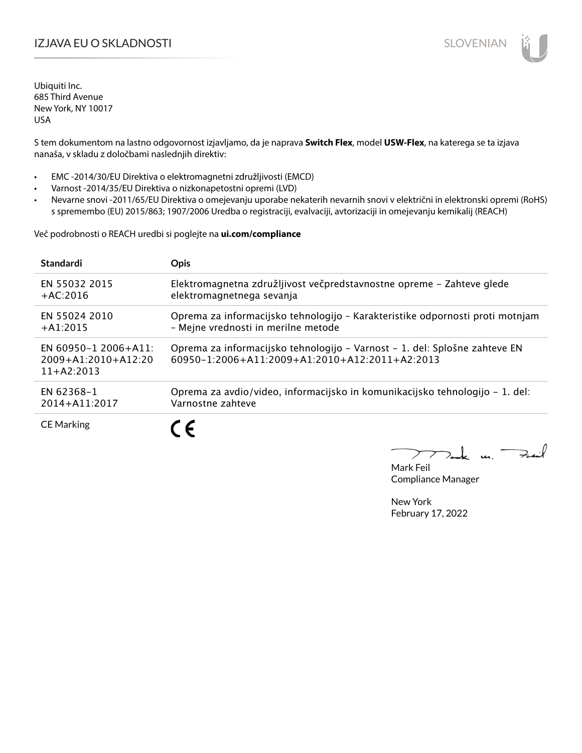# IZJAVA EU O SKLADNOSTI

SLOVENIAN

Ubiquiti Inc.
685 Third Avenue
New York, NY 10017
USA

S tem dokumentom na lastno odgovornost izjavljamo, da je naprava **Switch Flex**, model **USW-Flex**, na katerega se ta izjava nanaša, v skladu z določbami naslednjih direktiv:

- EMC -2014/30/EU Direktiva o elektromagnetni združljivosti (EMCD)
- Varnost -2014/35/EU Direktiva o nizkonapetostni opremi (LVD)
- Nevarne snovi -2011/65/EU Direktiva o omejevanju uporabe nekaterih nevarnih snovi v električni in elektronski opremi (RoHS) s spremembo (EU) 2015/863; 1907/2006 Uredba o registraciji, evalvaciji, avtorizaciji in omejevanju kemikalij (REACH)

Več podrobnosti o REACH uredbi si poglejte na **ui.com/compliance**

| Standardi | Opis |
|---|---|
| EN 55032 2015 +AC:2016 | Elektromagnetna združljivost večpredstavnostne opreme – Zahteve glede elektromagnetnega sevanja |
| EN 55024 2010 +A1:2015 | Oprema za informacijsko tehnologijo – Karakteristike odpornosti proti motnjam – Mejne vrednosti in merilne metode |
| EN 60950-1 2006+A11: 2009+A1:2010+A12:2011+A2:2013 | Oprema za informacijsko tehnologijo – Varnost – 1. del: Splošne zahteve EN 60950-1:2006+A11:2009+A1:2010+A12:2011+A2:2013 |
| EN 62368-1 2014+A11:2017 | Oprema za avdio/video, informacijsko in komunikacijsko tehnologijo – 1. del: Varnostne zahteve |
| CE Marking | CE |

Mark Feil
Compliance Manager

New York
February 17, 2022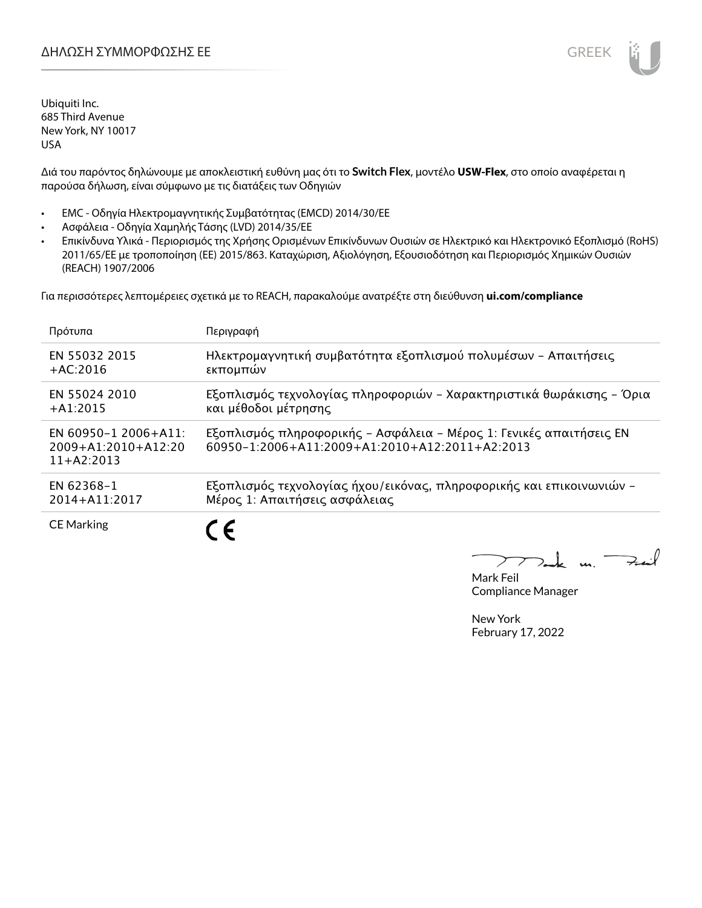# ΔΗΛΩΣΗ ΣΥΜΜΟΡΦΩΣΗΣ ΕΕ

Ubiquiti Inc.
685 Third Avenue
New York, NY 10017
USA

Διά του παρόντος δηλώνουμε με αποκλειστική ευθύνη μας ότι το **Switch Flex**, μοντέλο **USW-Flex**, στο οποίο αναφέρεται η παρούσα δήλωση, είναι σύμφωνο με τις διατάξεις των Οδηγιών

- EMC - Οδηγία Ηλεκτρομαγνητικής Συμβατότητας (EMCD) 2014/30/ΕΕ
- Ασφάλεια - Οδηγία Χαμηλής Τάσης (LVD) 2014/35/ΕΕ
- Επικίνδυνα Υλικά - Περιορισμός της Χρήσης Ορισμένων Επικίνδυνων Ουσιών σε Ηλεκτρικό και Ηλεκτρονικό Εξοπλισμό (RoHS) 2011/65/ΕΕ με τροποποίηση (ΕΕ) 2015/863. Καταχώριση, Αξιολόγηση, Εξουσιοδότηση και Περιορισμός Χημικών Ουσιών (REACH) 1907/2006

Για περισσότερες λεπτομέρειες σχετικά με το REACH, παρακαλούμε ανατρέξτε στη διεύθυνση **ui.com/compliance**

| Πρότυπα | Περιγραφή |
|---|---|
| EN 55032 2015 +AC:2016 | Ηλεκτρομαγνητική συμβατότητα εξοπλισμού πολυμέσων - Απαιτήσεις εκπομπών |
| EN 55024 2010 +A1:2015 | Εξοπλισμός τεχνολογίας πληροφοριών - Χαρακτηριστικά θωράκισης - Όρια και μέθοδοι μέτρησης |
| EN 60950-1 2006+A11: 2009+A1:2010+A12:2011+A2:2013 | Εξοπλισμός πληροφορικής - Ασφάλεια - Μέρος 1: Γενικές απαιτήσεις EN 60950-1:2006+A11:2009+A1:2010+A12:2011+A2:2013 |
| EN 62368-1 2014+A11:2017 | Εξοπλισμός τεχνολογίας ήχου/εικόνας, πληροφορικής και επικοινωνιών - Μέρος 1: Απαιτήσεις ασφάλειας |
| CE Marking | CE |

Mark Feil
Compliance Manager

New York
February 17, 2022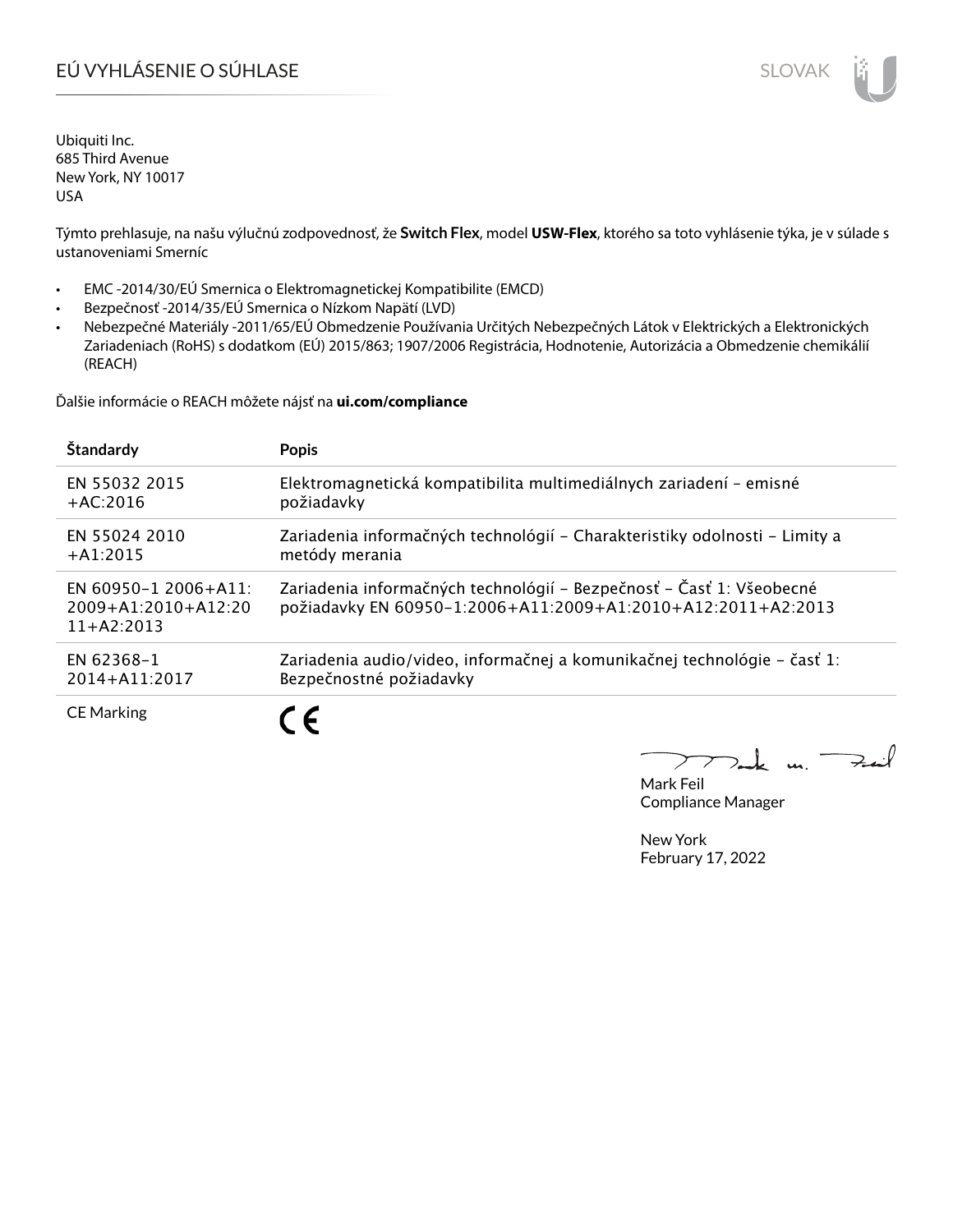# EÚ VYHLÁSENIE O SÚHLASE

Ubiquiti Inc.
685 Third Avenue
New York, NY 10017
USA

Týmto prehlasuje, na našu výlučnú zodpovednosť, že **Switch Flex**, model **USW-Flex**, ktorého sa toto vyhlásenie týka, je v súlade s ustanoveniami Smerníc

- EMC -2014/30/EÚ Smernica o Elektromagnetickej Kompatibilite (EMCD)
- Bezpečnosť -2014/35/EÚ Smernica o Nízkom Napätí (LVD)
- Nebezpečné Materiály -2011/65/EÚ Obmedzenie Používania Určitých Nebezpečných Látok v Elektrických a Elektronických Zariadeniach (RoHS) s dodatkom (EÚ) 2015/863; 1907/2006 Registrácia, Hodnotenie, Autorizácia a Obmedzenie chemikálií (REACH)

Ďalšie informácie o REACH môžete nájsť na **ui.com/compliance**

| Štandardy | Popis |
|---|---|
| EN 55032 2015 +AC:2016 | Elektromagnetická kompatibilita multimediálnych zariadení – emisné požiadavky |
| EN 55024 2010 +A1:2015 | Zariadenia informačných technológií – Charakteristiky odolnosti – Limity a metódy merania |
| EN 60950-1 2006+A11: 2009+A1:2010+A12:2011+A2:2013 | Zariadenia informačných technológií – Bezpečnosť – Časť 1: Všeobecné požiadavky EN 60950-1:2006+A11:2009+A1:2010+A12:2011+A2:2013 |
| EN 62368-1 2014+A11:2017 | Zariadenia audio/video, informačnej a komunikačnej technológie – časť 1: Bezpečnostné požiadavky |
| CE Marking | CE |

Mark Feil
Compliance Manager

New York
February 17, 2022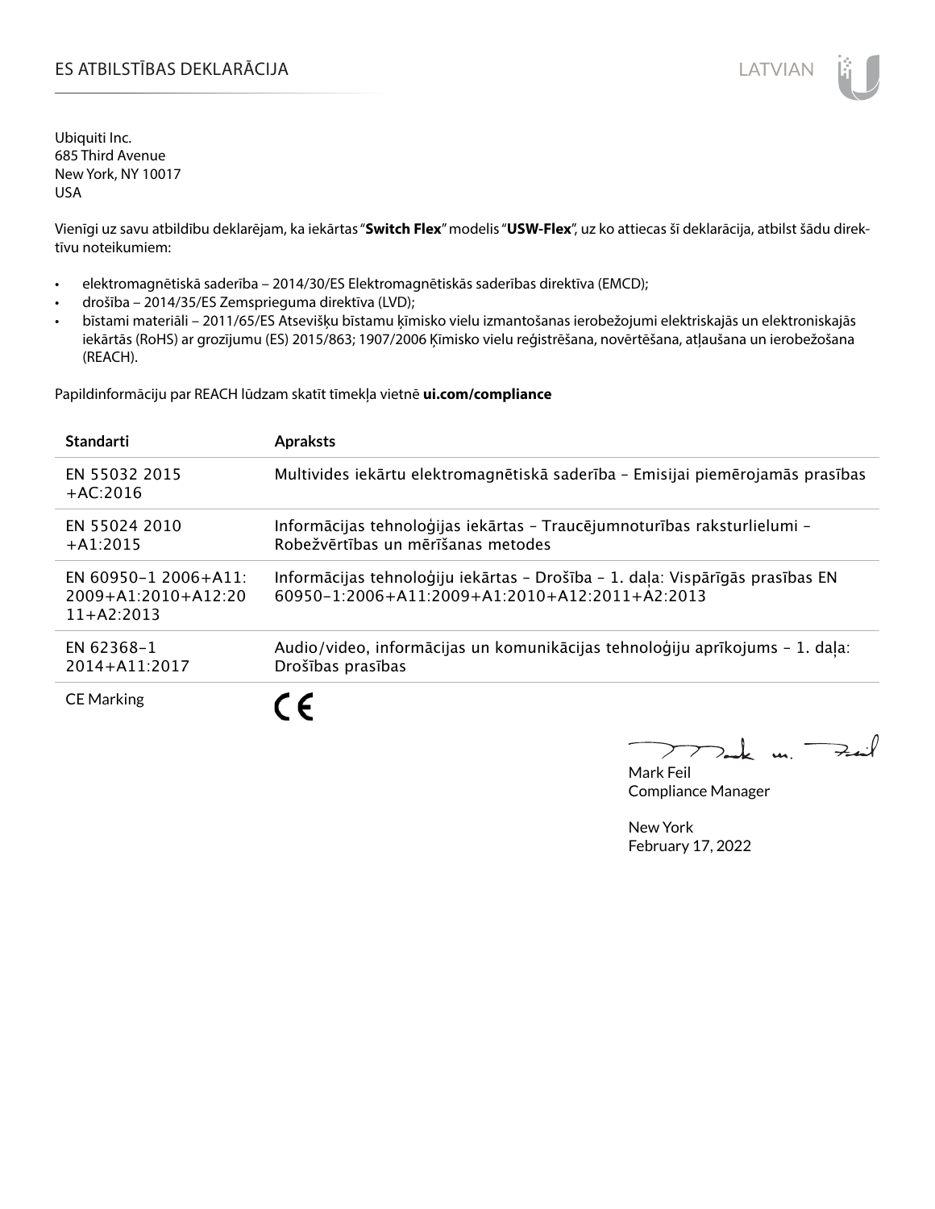# ES ATBILSTĪBAS DEKLARĀCIJA

Ubiquiti Inc.
685 Third Avenue
New York, NY 10017
USA

Vienīgi uz savu atbildību deklarējam, ka iekārtas "**Switch Flex**" modelis "**USW-Flex**", uz ko attiecas šī deklarācija, atbilst šādu direktīvu noteikumiem:

- elektromagnētiskā saderība – 2014/30/ES Elektromagnētiskās saderības direktīva (EMCD);
- drošība – 2014/35/ES Zemsprieguma direktīva (LVD);
- bīstami materiāli – 2011/65/ES Atsevišķu bīstamu ķīmisko vielu izmantošanas ierobežojumi elektriskajās un elektroniskajās iekārtās (RoHS) ar grozījumu (ES) 2015/863; 1907/2006 Ķīmisko vielu reģistrēšana, novērtēšana, atļaušana un ierobežošana (REACH).

Papildinformāciju par REACH lūdzam skatīt tīmekļa vietnē **ui.com/compliance**

| Standarti | Apraksts |
|---|---|
| EN 55032 2015 +AC:2016 | Multivides iekārtu elektromagnētiskā saderība – Emisijai piemērojamās prasības |
| EN 55024 2010 +A1:2015 | Informācijas tehnoloģijas iekārtas – Traucējumnoturības raksturlielumi – Robežvērtības un mērīšanas metodes |
| EN 60950-1 2006+A11: 2009+A1:2010+A12:2011+A2:2013 | Informācijas tehnoloģiju iekārtas – Drošība – 1. daļa: Vispārīgās prasības EN 60950-1:2006+A11:2009+A1:2010+A12:2011+A2:2013 |
| EN 62368-1 2014+A11:2017 | Audio/video, informācijas un komunikācijas tehnoloģiju aprīkojums – 1. daļa: Drošības prasības |
| CE Marking | CE |

Mark Feil
Compliance Manager

New York
February 17, 2022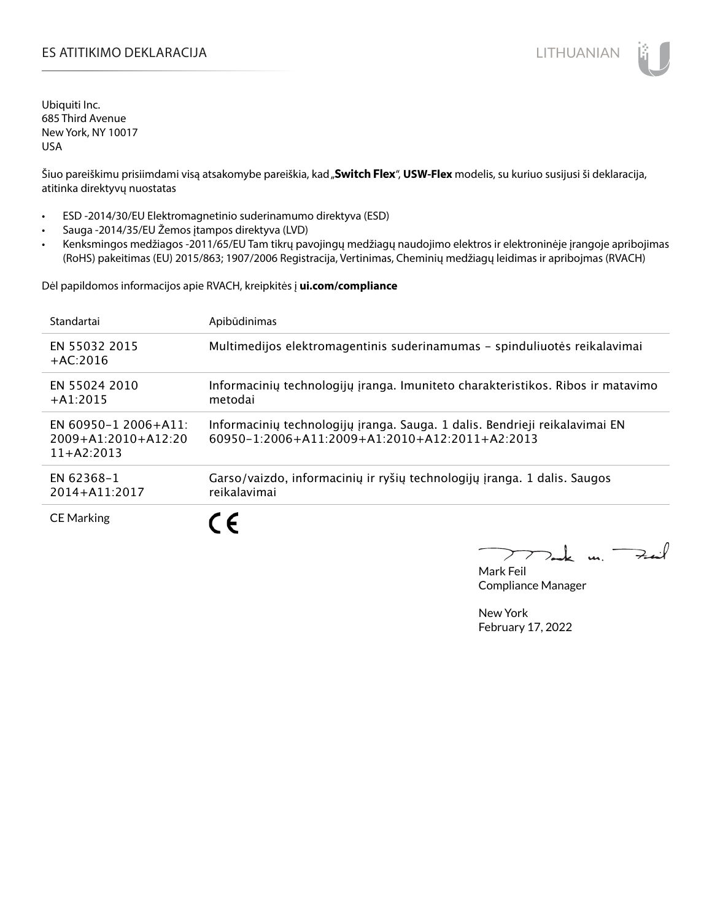# ES ATITIKIMO DEKLARACIJA

Ubiquiti Inc.
685 Third Avenue
New York, NY 10017
USA

Šiuo pareiškimu prisiimdami visą atsakomybe pareiškia, kad „**Switch Flex**", **USW-Flex** modelis, su kuriuo susijusi ši deklaracija, atitinka direktyvų nuostatas

- ESD -2014/30/EU Elektromagnetinio suderinamumo direktyva (ESD)
- Sauga -2014/35/EU Žemos įtampos direktyva (LVD)
- Kenksmingos medžiagos -2011/65/EU Tam tikrų pavojingų medžiagų naudojimo elektros ir elektroninėje įrangoje apribojimas (RoHS) pakeitimas (EU) 2015/863; 1907/2006 Registracija, Vertinimas, Cheminių medžiagų leidimas ir apribojmas (RVACH)

Dėl papildomos informacijos apie RVACH, kreipkitės į **ui.com/compliance**

| Standartai | Apibūdinimas |
|---|---|
| EN 55032 2015 +AC:2016 | Multimedijos elektromagentinis suderinamumas – spinduliuotės reikalavimai |
| EN 55024 2010 +A1:2015 | Informacinių technologijų įranga. Imuniteto charakteristikos. Ribos ir matavimo metodai |
| EN 60950-1 2006+A11: 2009+A1:2010+A12:2011+A2:2013 | Informacinių technologijų įranga. Sauga. 1 dalis. Bendrieji reikalavimai EN 60950-1:2006+A11:2009+A1:2010+A12:2011+A2:2013 |
| EN 62368-1 2014+A11:2017 | Garso/vaizdo, informacinių ir ryšių technologijų įranga. 1 dalis. Saugos reikalavimai |
| CE Marking | CE |

Mark Feil
Compliance Manager

New York
February 17, 2022